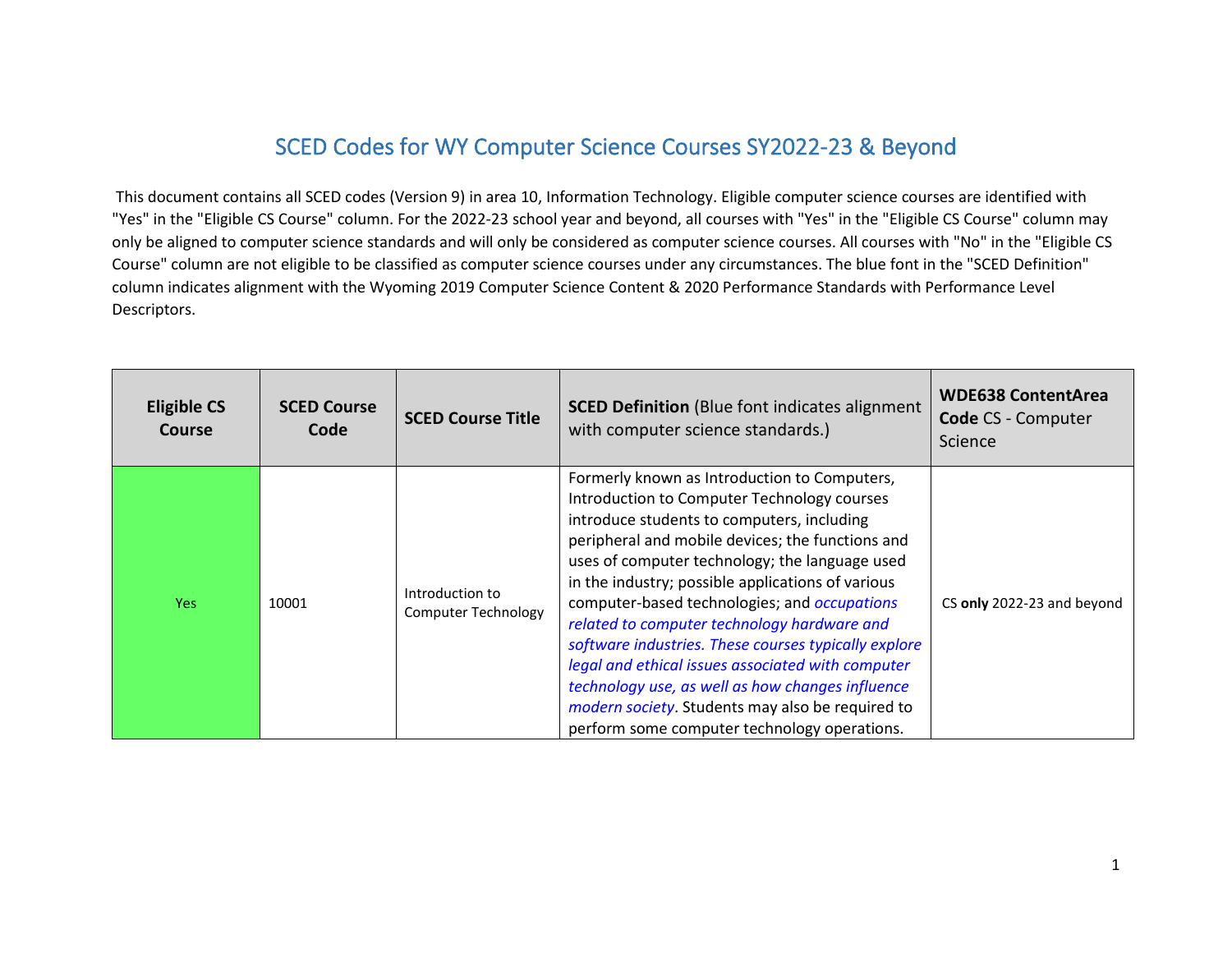# SCED Codes for WY Computer Science Courses SY2022-23 & Beyond

This document contains all SCED codes (Version 9) in area 10, Information Technology. Eligible computer science courses are identified with "Yes" in the "Eligible CS Course" column. For the 2022-23 school year and beyond, all courses with "Yes" in the "Eligible CS Course" column may only be aligned to computer science standards and will only be considered as computer science courses. All courses with "No" in the "Eligible CS Course" column are not eligible to be classified as computer science courses under any circumstances. The blue font in the "SCED Definition" column indicates alignment with the Wyoming 2019 Computer Science Content & 2020 Performance Standards with Performance Level Descriptors.

| **Eligible CS Course** | **SCED Course Code** | **SCED Course Title** | **SCED Definition** (Blue font indicates alignment with computer science standards.) | **WDE638 ContentArea Code** CS - Computer Science |
|---|---|---|---|---|
| Yes | 10001 | Introduction to Computer Technology | Formerly known as Introduction to Computers, Introduction to Computer Technology courses introduce students to computers, including peripheral and mobile devices; the functions and uses of computer technology; the language used in the industry; possible applications of various computer-based technologies; and *occupations related to computer technology hardware and software industries. These courses typically explore legal and ethical issues associated with computer technology use, as well as how changes influence modern society*. Students may also be required to perform some computer technology operations. | CS **only** 2022-23 and beyond |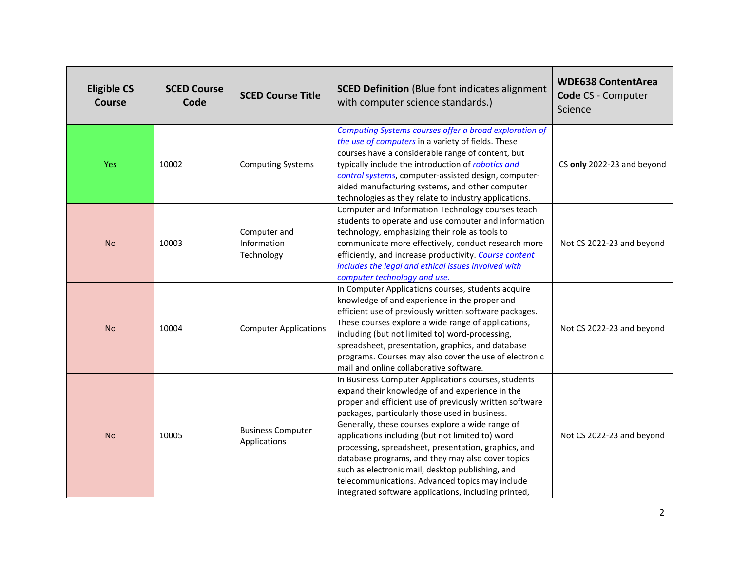| **Eligible CS Course** | **SCED Course Code** | **SCED Course Title** | **SCED Definition** (Blue font indicates alignment with computer science standards.) | **WDE638 ContentArea Code** CS - Computer Science |
|---|---|---|---|---|
| Yes | 10002 | Computing Systems | *Computing Systems courses offer a broad exploration of the use of computers* in a variety of fields. These courses have a considerable range of content, but typically include the introduction of *robotics and control systems*, computer-assisted design, computer-aided manufacturing systems, and other computer technologies as they relate to industry applications. | CS **only** 2022-23 and beyond |
| No | 10003 | Computer and Information Technology | Computer and Information Technology courses teach students to operate and use computer and information technology, emphasizing their role as tools to communicate more effectively, conduct research more efficiently, and increase productivity. *Course content includes the legal and ethical issues involved with computer technology and use.* | Not CS 2022-23 and beyond |
| No | 10004 | Computer Applications | In Computer Applications courses, students acquire knowledge of and experience in the proper and efficient use of previously written software packages. These courses explore a wide range of applications, including (but not limited to) word-processing, spreadsheet, presentation, graphics, and database programs. Courses may also cover the use of electronic mail and online collaborative software. | Not CS 2022-23 and beyond |
| No | 10005 | Business Computer Applications | In Business Computer Applications courses, students expand their knowledge of and experience in the proper and efficient use of previously written software packages, particularly those used in business. Generally, these courses explore a wide range of applications including (but not limited to) word processing, spreadsheet, presentation, graphics, and database programs, and they may also cover topics such as electronic mail, desktop publishing, and telecommunications. Advanced topics may include integrated software applications, including printed, | Not CS 2022-23 and beyond |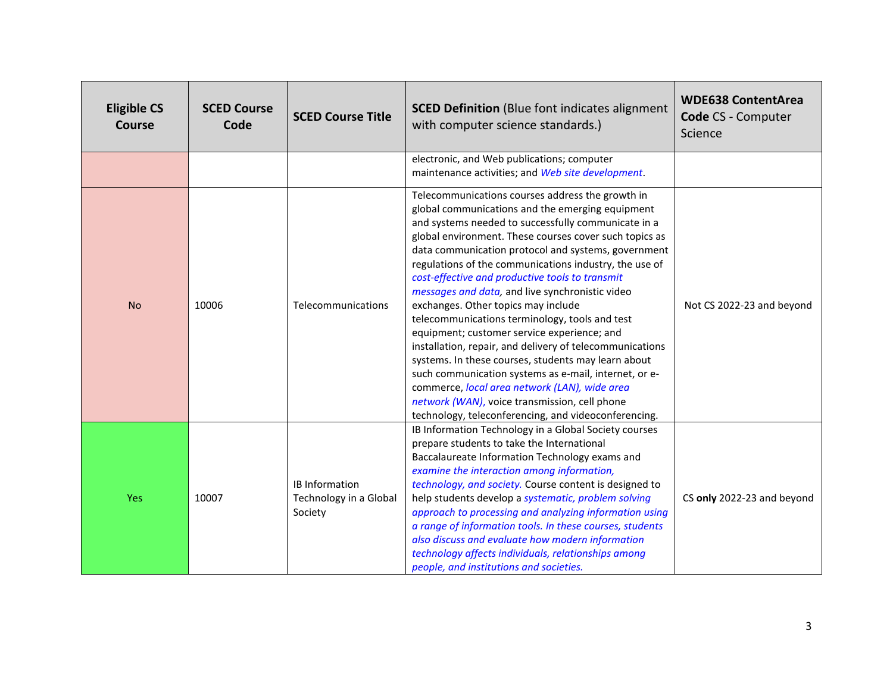| Eligible CS Course | SCED Course Code | SCED Course Title | **SCED Definition** (Blue font indicates alignment with computer science standards.) | **WDE638 ContentArea Code** CS - Computer Science |
|---|---|---|---|---|
| | | | electronic, and Web publications; computer maintenance activities; and *Web site development*. | |
| No | 10006 | Telecommunications | Telecommunications courses address the growth in global communications and the emerging equipment and systems needed to successfully communicate in a global environment. These courses cover such topics as data communication protocol and systems, government regulations of the communications industry, the use of *cost-effective and productive tools to transmit messages and data,* and live synchronistic video exchanges. Other topics may include telecommunications terminology, tools and test equipment; customer service experience; and installation, repair, and delivery of telecommunications systems. In these courses, students may learn about such communication systems as e-mail, internet, or e-commerce, *local area network (LAN), wide area network (WAN)*, voice transmission, cell phone technology, teleconferencing, and videoconferencing. | Not CS 2022-23 and beyond |
| Yes | 10007 | IB Information Technology in a Global Society | IB Information Technology in a Global Society courses prepare students to take the International Baccalaureate Information Technology exams and *examine the interaction among information, technology, and society.* Course content is designed to help students develop a *systematic, problem solving approach to processing and analyzing information using a range of information tools. In these courses, students also discuss and evaluate how modern information technology affects individuals, relationships among people, and institutions and societies.* | CS **only** 2022-23 and beyond |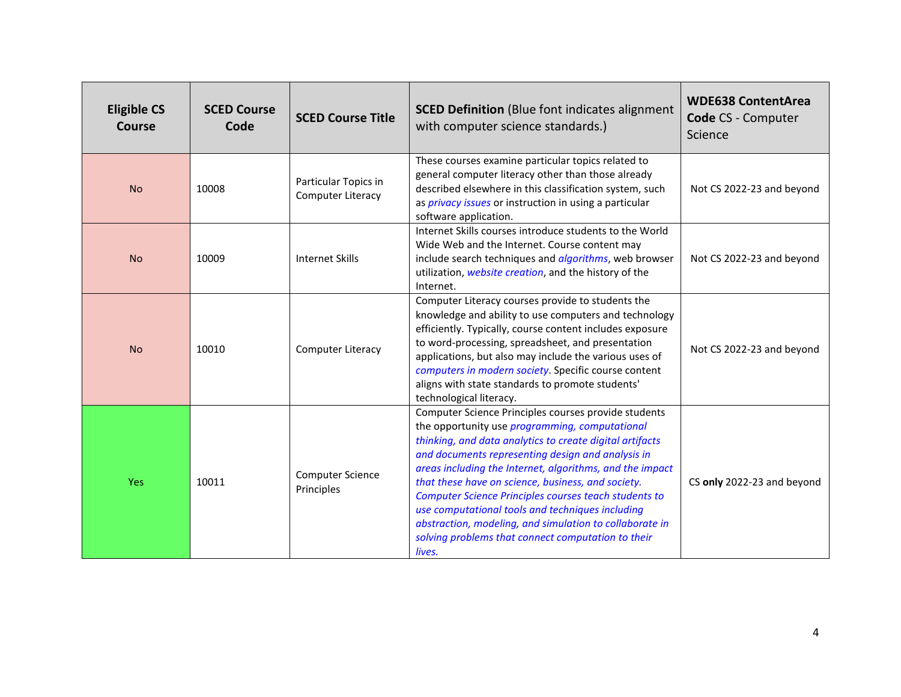| Eligible CS Course | SCED Course Code | SCED Course Title | **SCED Definition** (Blue font indicates alignment with computer science standards.) | **WDE638 ContentArea Code** CS - Computer Science |
|---|---|---|---|---|
| No | 10008 | Particular Topics in Computer Literacy | These courses examine particular topics related to general computer literacy other than those already described elsewhere in this classification system, such as *privacy issues* or instruction in using a particular software application. | Not CS 2022-23 and beyond |
| No | 10009 | Internet Skills | Internet Skills courses introduce students to the World Wide Web and the Internet. Course content may include search techniques and *algorithms*, web browser utilization, *website creation*, and the history of the Internet. | Not CS 2022-23 and beyond |
| No | 10010 | Computer Literacy | Computer Literacy courses provide to students the knowledge and ability to use computers and technology efficiently. Typically, course content includes exposure to word-processing, spreadsheet, and presentation applications, but also may include the various uses of *computers in modern society*. Specific course content aligns with state standards to promote students' technological literacy. | Not CS 2022-23 and beyond |
| Yes | 10011 | Computer Science Principles | Computer Science Principles courses provide students the opportunity use *programming, computational thinking, and data analytics to create digital artifacts and documents representing design and analysis in areas including the Internet, algorithms, and the impact that these have on science, business, and society. Computer Science Principles courses teach students to use computational tools and techniques including abstraction, modeling, and simulation to collaborate in solving problems that connect computation to their lives.* | CS **only** 2022-23 and beyond |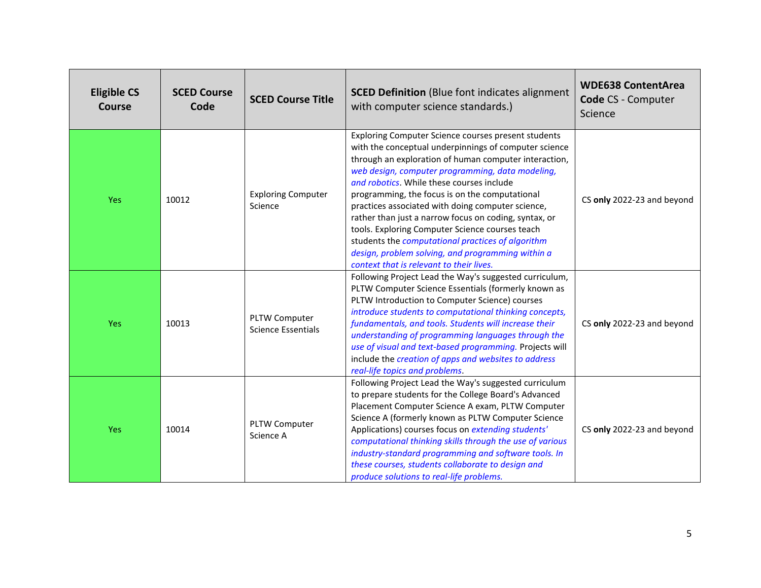| Eligible CS Course | SCED Course Code | SCED Course Title | **SCED Definition** (Blue font indicates alignment with computer science standards.) | **WDE638 ContentArea Code** CS - Computer Science |
|---|---|---|---|---|
| Yes | 10012 | Exploring Computer Science | Exploring Computer Science courses present students with the conceptual underpinnings of computer science through an exploration of human computer interaction, *web design, computer programming, data modeling, and robotics*. While these courses include programming, the focus is on the computational practices associated with doing computer science, rather than just a narrow focus on coding, syntax, or tools. Exploring Computer Science courses teach students the *computational practices of algorithm design, problem solving, and programming within a context that is relevant to their lives.* | CS **only** 2022-23 and beyond |
| Yes | 10013 | PLTW Computer Science Essentials | Following Project Lead the Way's suggested curriculum, PLTW Computer Science Essentials (formerly known as PLTW Introduction to Computer Science) courses *introduce students to computational thinking concepts, fundamentals, and tools. Students will increase their understanding of programming languages through the use of visual and text-based programming.* Projects will include the *creation of apps and websites to address real-life topics and problems*. | CS **only** 2022-23 and beyond |
| Yes | 10014 | PLTW Computer Science A | Following Project Lead the Way's suggested curriculum to prepare students for the College Board's Advanced Placement Computer Science A exam, PLTW Computer Science A (formerly known as PLTW Computer Science Applications) courses focus on *extending students' computational thinking skills through the use of various industry-standard programming and software tools. In these courses, students collaborate to design and produce solutions to real-life problems.* | CS **only** 2022-23 and beyond |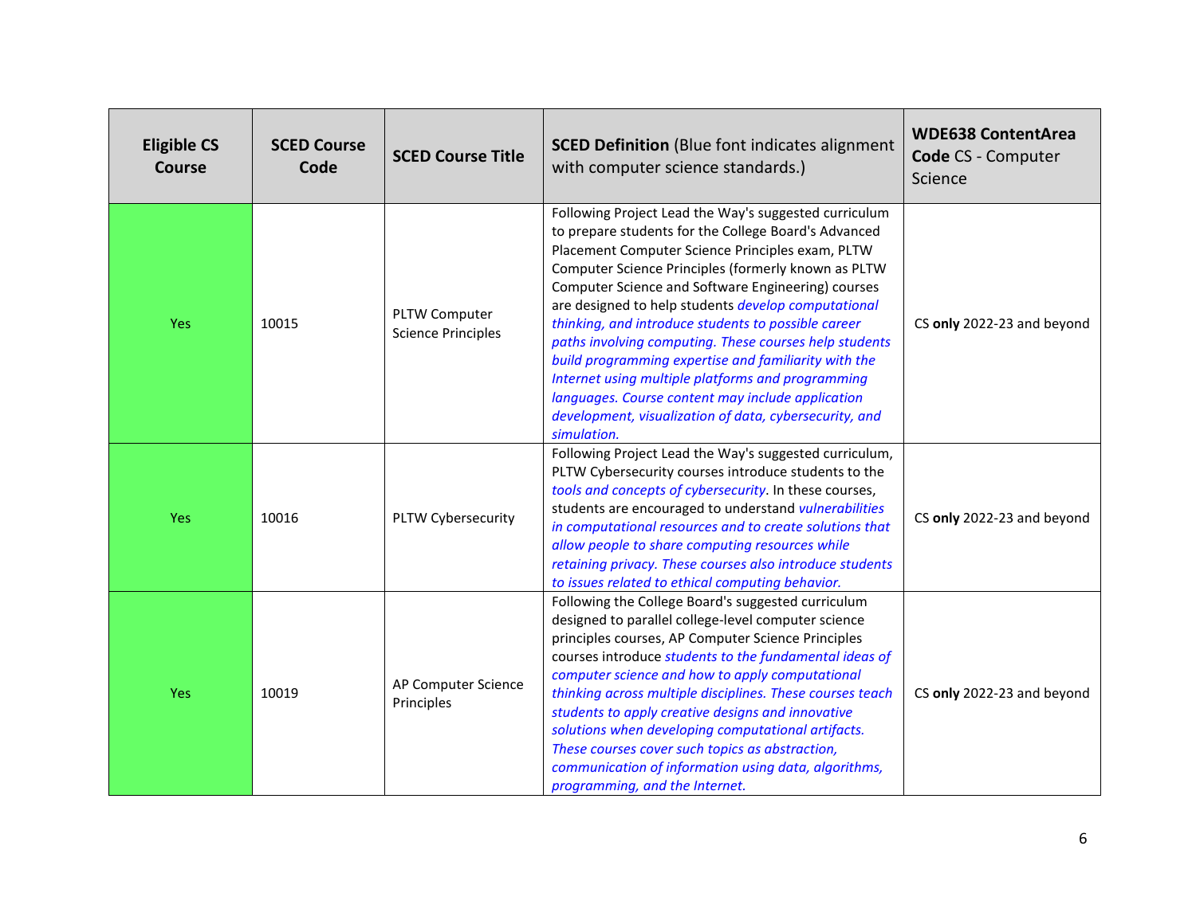| Eligible CS Course | SCED Course Code | SCED Course Title | **SCED Definition** (Blue font indicates alignment with computer science standards.) | **WDE638 ContentArea Code** CS - Computer Science |
|---|---|---|---|---|
| Yes | 10015 | PLTW Computer Science Principles | Following Project Lead the Way's suggested curriculum to prepare students for the College Board's Advanced Placement Computer Science Principles exam, PLTW Computer Science Principles (formerly known as PLTW Computer Science and Software Engineering) courses are designed to help students *develop computational thinking, and introduce students to possible career paths involving computing. These courses help students build programming expertise and familiarity with the Internet using multiple platforms and programming languages. Course content may include application development, visualization of data, cybersecurity, and simulation.* | CS **only** 2022-23 and beyond |
| Yes | 10016 | PLTW Cybersecurity | Following Project Lead the Way's suggested curriculum, PLTW Cybersecurity courses introduce students to the *tools and concepts of cybersecurity*. In these courses, students are encouraged to understand *vulnerabilities in computational resources and to create solutions that allow people to share computing resources while retaining privacy. These courses also introduce students to issues related to ethical computing behavior.* | CS **only** 2022-23 and beyond |
| Yes | 10019 | AP Computer Science Principles | Following the College Board's suggested curriculum designed to parallel college-level computer science principles courses, AP Computer Science Principles courses introduce *students to the fundamental ideas of computer science and how to apply computational thinking across multiple disciplines. These courses teach students to apply creative designs and innovative solutions when developing computational artifacts. These courses cover such topics as abstraction, communication of information using data, algorithms, programming, and the Internet.* | CS **only** 2022-23 and beyond |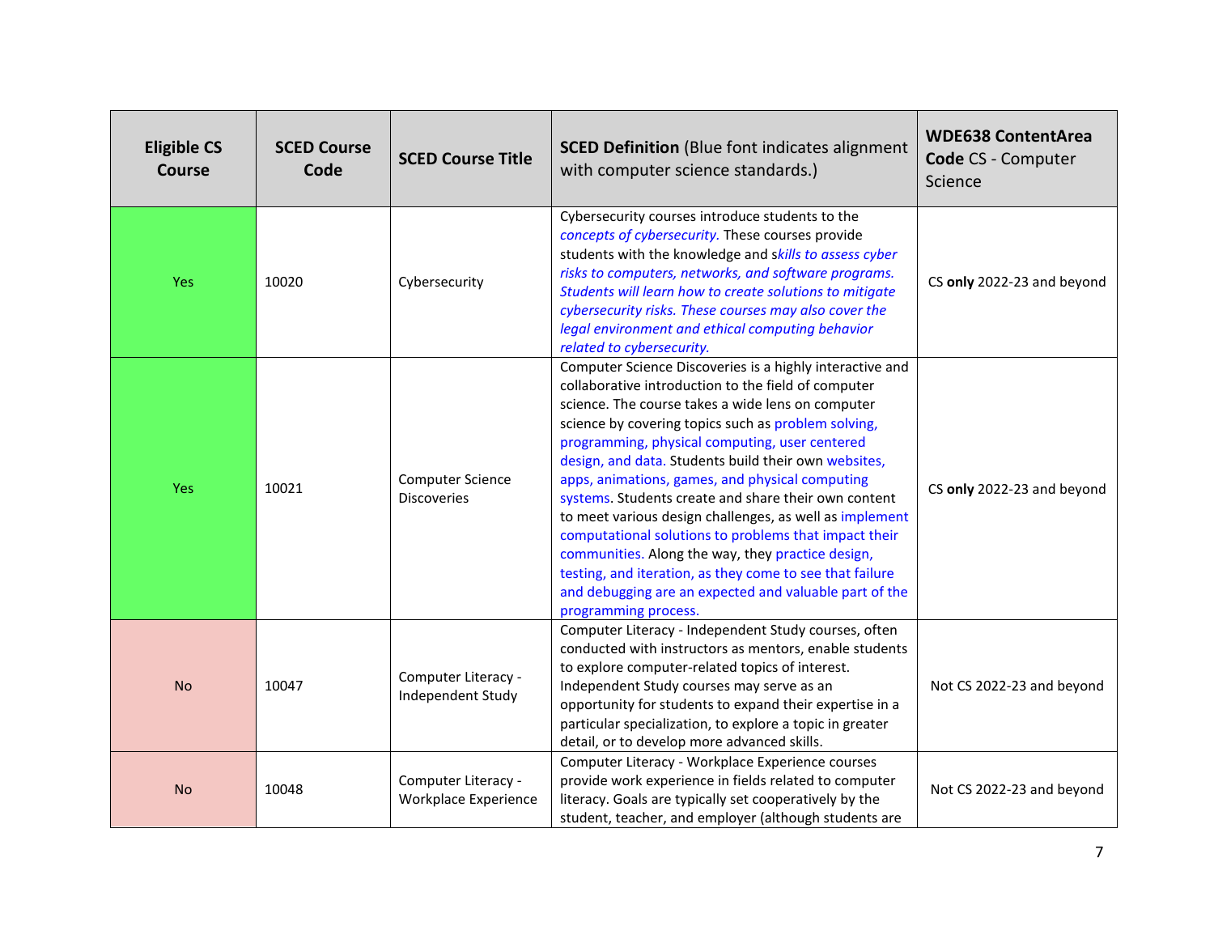| Eligible CS Course | SCED Course Code | SCED Course Title | **SCED Definition** (Blue font indicates alignment with computer science standards.) | **WDE638 ContentArea Code** CS - Computer Science |
|---|---|---|---|---|
| Yes | 10020 | Cybersecurity | Cybersecurity courses introduce students to the *concepts of cybersecurity.* These courses provide students with the knowledge and s*kills to assess cyber risks to computers, networks, and software programs. Students will learn how to create solutions to mitigate cybersecurity risks. These courses may also cover the legal environment and ethical computing behavior related to cybersecurity.* | CS **only** 2022-23 and beyond |
| Yes | 10021 | Computer Science Discoveries | Computer Science Discoveries is a highly interactive and collaborative introduction to the field of computer science. The course takes a wide lens on computer science by covering topics such as problem solving, programming, physical computing, user centered design, and data. Students build their own websites, apps, animations, games, and physical computing systems. Students create and share their own content to meet various design challenges, as well as implement computational solutions to problems that impact their communities. Along the way, they practice design, testing, and iteration, as they come to see that failure and debugging are an expected and valuable part of the programming process. | CS **only** 2022-23 and beyond |
| No | 10047 | Computer Literacy - Independent Study | Computer Literacy - Independent Study courses, often conducted with instructors as mentors, enable students to explore computer-related topics of interest. Independent Study courses may serve as an opportunity for students to expand their expertise in a particular specialization, to explore a topic in greater detail, or to develop more advanced skills. | Not CS 2022-23 and beyond |
| No | 10048 | Computer Literacy - Workplace Experience | Computer Literacy - Workplace Experience courses provide work experience in fields related to computer literacy. Goals are typically set cooperatively by the student, teacher, and employer (although students are | Not CS 2022-23 and beyond |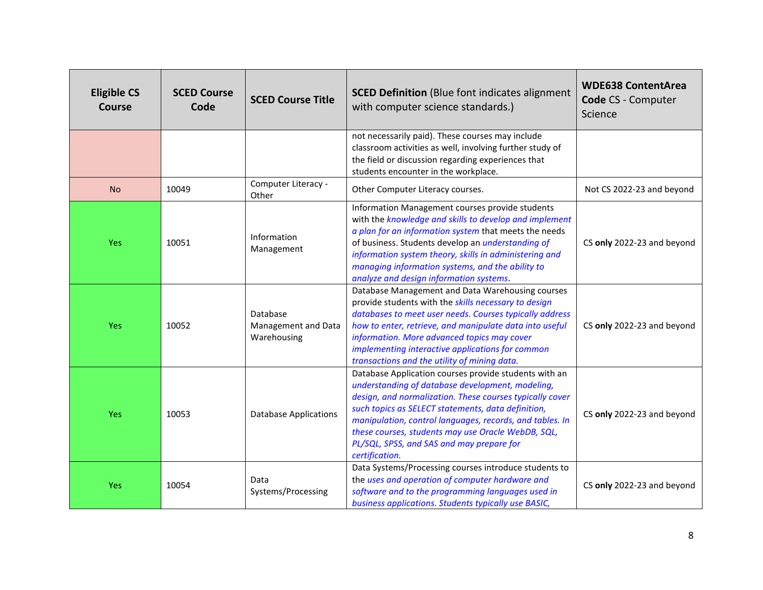| Eligible CS Course | SCED Course Code | SCED Course Title | **SCED Definition** (Blue font indicates alignment with computer science standards.) | **WDE638 ContentArea Code** CS - Computer Science |
|---|---|---|---|---|
| | | | not necessarily paid). These courses may include classroom activities as well, involving further study of the field or discussion regarding experiences that students encounter in the workplace. | |
| No | 10049 | Computer Literacy - Other | Other Computer Literacy courses. | Not CS 2022-23 and beyond |
| Yes | 10051 | Information Management | Information Management courses provide students with the *knowledge and skills to develop and implement a plan for an information system* that meets the needs of business. Students develop an *understanding of information system theory, skills in administering and managing information systems, and the ability to analyze and design information systems*. | CS **only** 2022-23 and beyond |
| Yes | 10052 | Database Management and Data Warehousing | Database Management and Data Warehousing courses provide students with the *skills necessary to design databases to meet user needs. Courses typically address how to enter, retrieve, and manipulate data into useful information. More advanced topics may cover implementing interactive applications for common transactions and the utility of mining data.* | CS **only** 2022-23 and beyond |
| Yes | 10053 | Database Applications | Database Application courses provide students with an *understanding of database development, modeling, design, and normalization. These courses typically cover such topics as SELECT statements, data definition, manipulation, control languages, records, and tables. In these courses, students may use Oracle WebDB, SQL, PL/SQL, SPSS, and SAS and may prepare for certification.* | CS **only** 2022-23 and beyond |
| Yes | 10054 | Data Systems/Processing | Data Systems/Processing courses introduce students to the *uses and operation of computer hardware and software and to the programming languages used in business applications. Students typically use BASIC,* | CS **only** 2022-23 and beyond |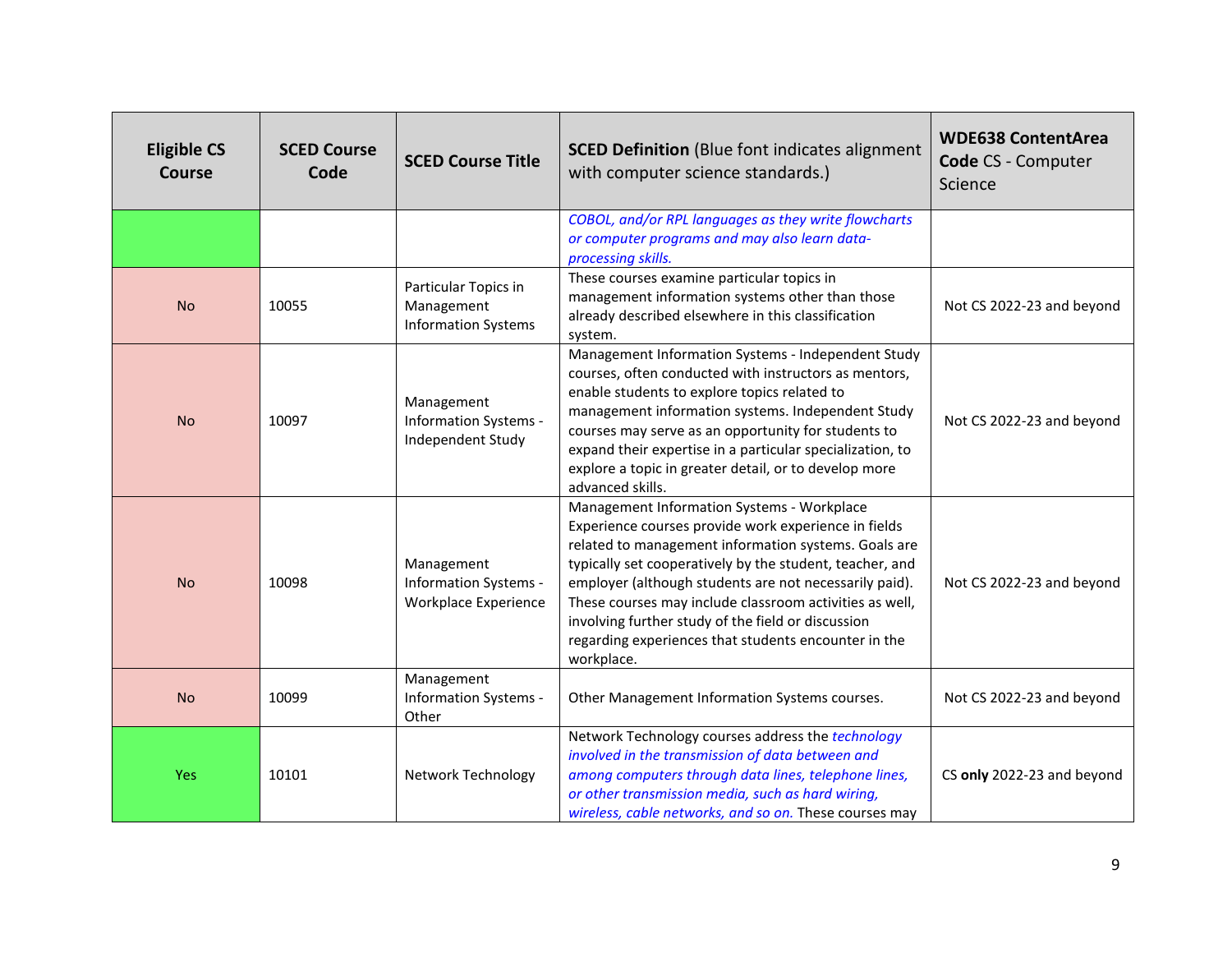| Eligible CS Course | SCED Course Code | SCED Course Title | SCED Definition (Blue font indicates alignment with computer science standards.) | WDE638 ContentArea Code CS - Computer Science |
|---|---|---|---|---|
| | | | *COBOL, and/or RPL languages as they write flowcharts or computer programs and may also learn data-processing skills.* | |
| No | 10055 | Particular Topics in Management Information Systems | These courses examine particular topics in management information systems other than those already described elsewhere in this classification system. | Not CS 2022-23 and beyond |
| No | 10097 | Management Information Systems - Independent Study | Management Information Systems - Independent Study courses, often conducted with instructors as mentors, enable students to explore topics related to management information systems. Independent Study courses may serve as an opportunity for students to expand their expertise in a particular specialization, to explore a topic in greater detail, or to develop more advanced skills. | Not CS 2022-23 and beyond |
| No | 10098 | Management Information Systems - Workplace Experience | Management Information Systems - Workplace Experience courses provide work experience in fields related to management information systems. Goals are typically set cooperatively by the student, teacher, and employer (although students are not necessarily paid). These courses may include classroom activities as well, involving further study of the field or discussion regarding experiences that students encounter in the workplace. | Not CS 2022-23 and beyond |
| No | 10099 | Management Information Systems - Other | Other Management Information Systems courses. | Not CS 2022-23 and beyond |
| Yes | 10101 | Network Technology | Network Technology courses address the *technology involved in the transmission of data between and among computers through data lines, telephone lines, or other transmission media, such as hard wiring, wireless, cable networks, and so on.* These courses may | CS **only** 2022-23 and beyond |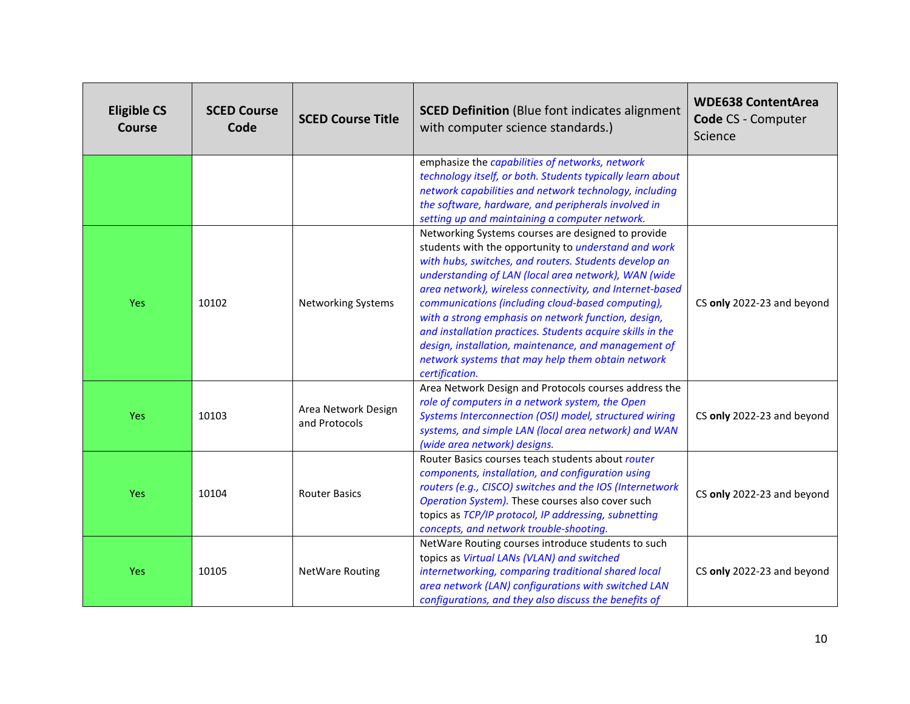| Eligible CS Course | SCED Course Code | SCED Course Title | **SCED Definition** (Blue font indicates alignment with computer science standards.) | **WDE638 ContentArea Code** CS - Computer Science |
|---|---|---|---|---|
| | | | emphasize the *capabilities of networks, network technology itself, or both. Students typically learn about network capabilities and network technology, including the software, hardware, and peripherals involved in setting up and maintaining a computer network.* | |
| Yes | 10102 | Networking Systems | Networking Systems courses are designed to provide students with the opportunity to *understand and work with hubs, switches, and routers. Students develop an understanding of LAN (local area network), WAN (wide area network), wireless connectivity, and Internet-based communications (including cloud-based computing), with a strong emphasis on network function, design, and installation practices. Students acquire skills in the design, installation, maintenance, and management of network systems that may help them obtain network certification.* | CS **only** 2022-23 and beyond |
| Yes | 10103 | Area Network Design and Protocols | Area Network Design and Protocols courses address the *role of computers in a network system, the Open Systems Interconnection (OSI) model, structured wiring systems, and simple LAN (local area network) and WAN (wide area network) designs.* | CS **only** 2022-23 and beyond |
| Yes | 10104 | Router Basics | Router Basics courses teach students about *router components, installation, and configuration using routers (e.g., CISCO) switches and the IOS (Internetwork Operation System).* These courses also cover such topics as *TCP/IP protocol, IP addressing, subnetting concepts, and network trouble-shooting.* | CS **only** 2022-23 and beyond |
| Yes | 10105 | NetWare Routing | NetWare Routing courses introduce students to such topics as *Virtual LANs (VLAN) and switched internetworking, comparing traditional shared local area network (LAN) configurations with switched LAN configurations, and they also discuss the benefits of* | CS **only** 2022-23 and beyond |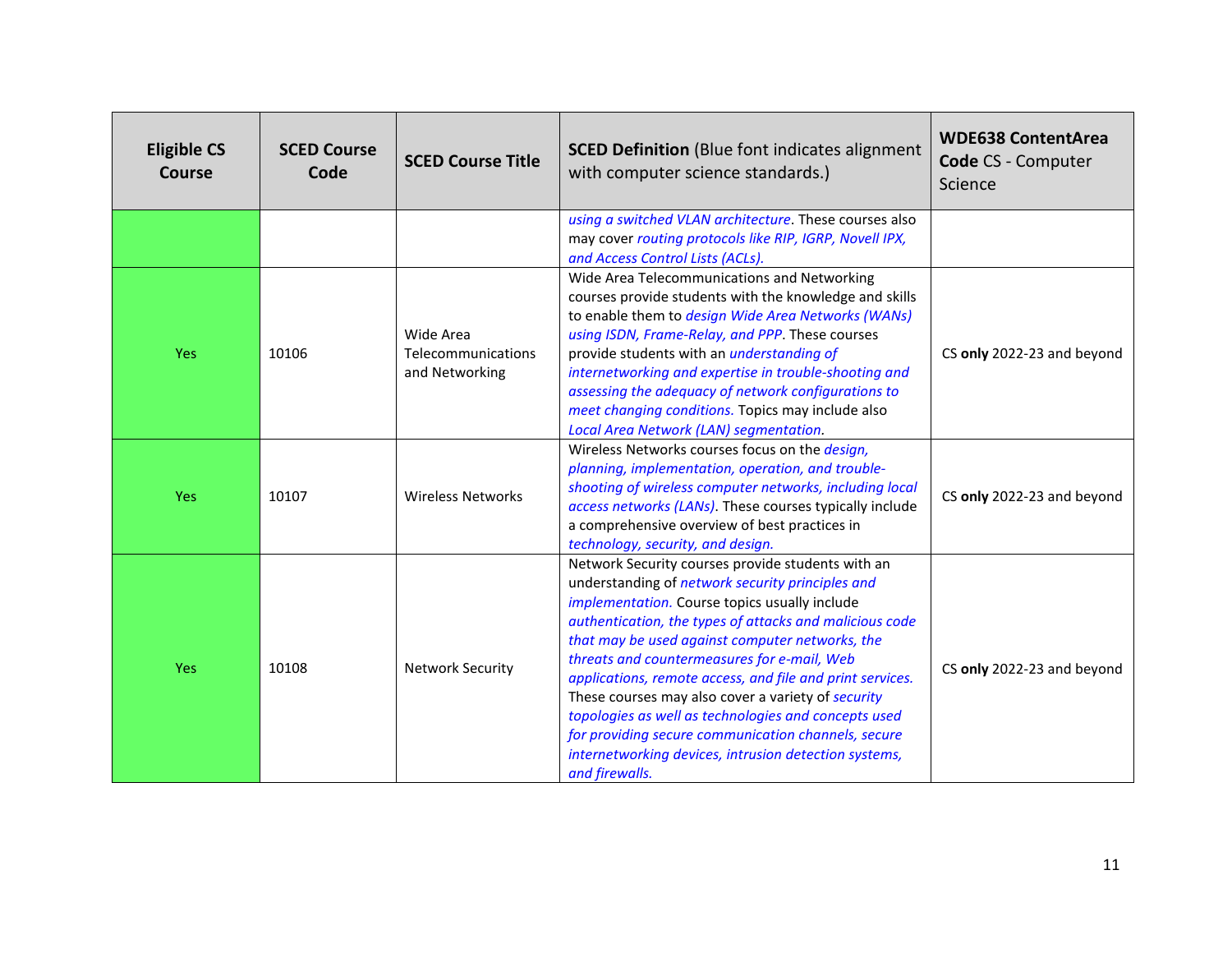| Eligible CS Course | SCED Course Code | SCED Course Title | **SCED Definition** (Blue font indicates alignment with computer science standards.) | **WDE638 ContentArea Code** CS - Computer Science |
|---|---|---|---|---|
| | | | *using a switched VLAN architecture*. These courses also may cover *routing protocols like RIP, IGRP, Novell IPX, and Access Control Lists (ACLs).* | |
| Yes | 10106 | Wide Area Telecommunications and Networking | Wide Area Telecommunications and Networking courses provide students with the knowledge and skills to enable them to *design Wide Area Networks (WANs) using ISDN, Frame-Relay, and PPP*. These courses provide students with an *understanding of internetworking and expertise in trouble-shooting and assessing the adequacy of network configurations to meet changing conditions.* Topics may include also *Local Area Network (LAN) segmentation*. | CS **only** 2022-23 and beyond |
| Yes | 10107 | Wireless Networks | Wireless Networks courses focus on the *design, planning, implementation, operation, and trouble-shooting of wireless computer networks, including local access networks (LANs)*. These courses typically include a comprehensive overview of best practices in *technology, security, and design.* | CS **only** 2022-23 and beyond |
| Yes | 10108 | Network Security | Network Security courses provide students with an understanding of *network security principles and implementation.* Course topics usually include *authentication, the types of attacks and malicious code that may be used against computer networks, the threats and countermeasures for e-mail, Web applications, remote access, and file and print services.* These courses may also cover a variety of *security topologies as well as technologies and concepts used for providing secure communication channels, secure internetworking devices, intrusion detection systems, and firewalls.* | CS **only** 2022-23 and beyond |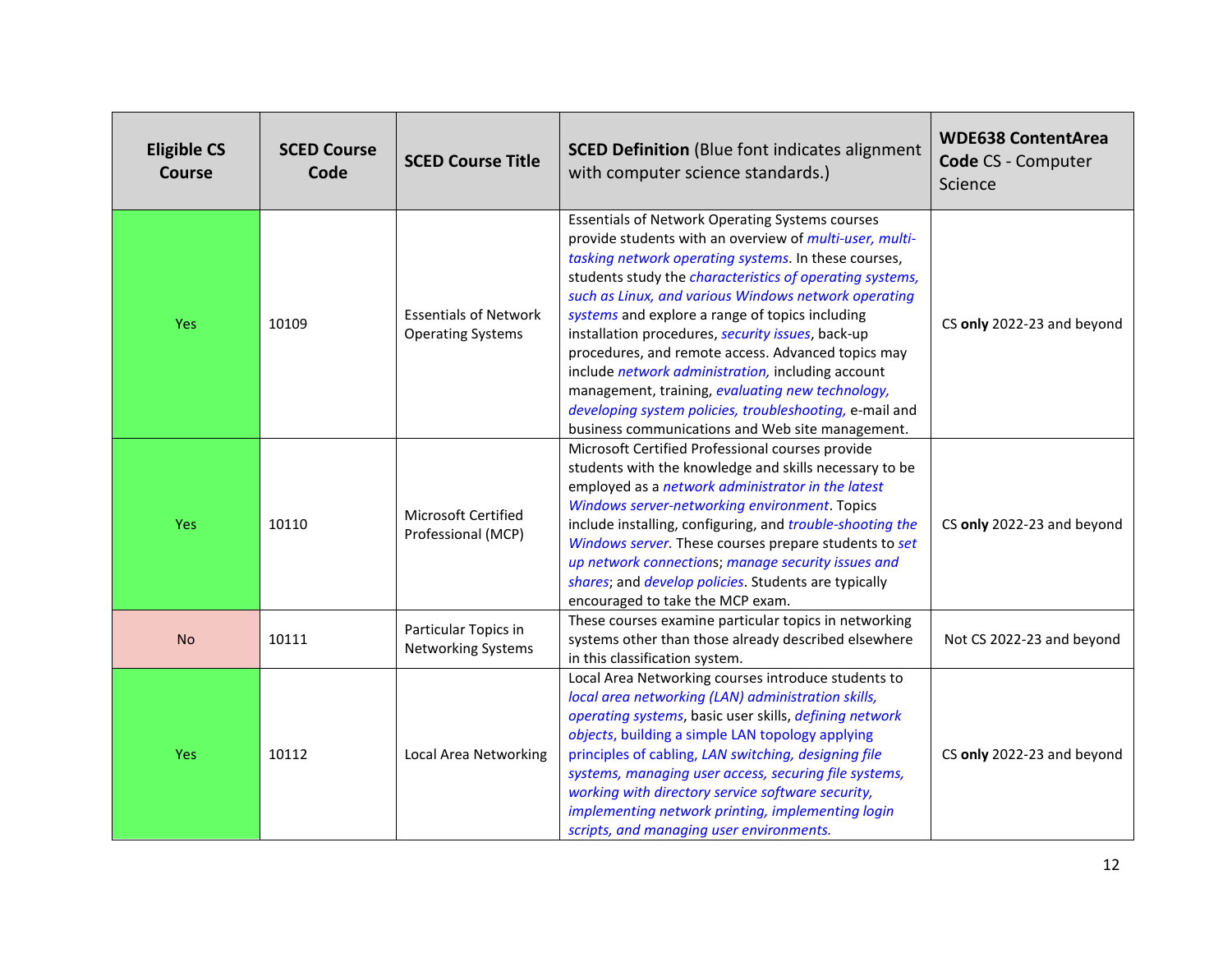| Eligible CS Course | SCED Course Code | SCED Course Title | **SCED Definition** (Blue font indicates alignment with computer science standards.) | **WDE638 ContentArea Code** CS - Computer Science |
|---|---|---|---|---|
| Yes | 10109 | Essentials of Network Operating Systems | Essentials of Network Operating Systems courses provide students with an overview of *multi-user, multi-tasking network operating systems*. In these courses, students study the *characteristics of operating systems, such as Linux, and various Windows network operating systems* and explore a range of topics including installation procedures, *security issues*, back-up procedures, and remote access. Advanced topics may include *network administration,* including account management, training, *evaluating new technology, developing system policies, troubleshooting,* e-mail and business communications and Web site management. | CS **only** 2022-23 and beyond |
| Yes | 10110 | Microsoft Certified Professional (MCP) | Microsoft Certified Professional courses provide students with the knowledge and skills necessary to be employed as a *network administrator in the latest Windows server-networking environment*. Topics include installing, configuring, and *trouble-shooting the Windows server.* These courses prepare students to *set up network connections*; *manage security issues and shares*; and *develop policies*. Students are typically encouraged to take the MCP exam. | CS **only** 2022-23 and beyond |
| No | 10111 | Particular Topics in Networking Systems | These courses examine particular topics in networking systems other than those already described elsewhere in this classification system. | Not CS 2022-23 and beyond |
| Yes | 10112 | Local Area Networking | Local Area Networking courses introduce students to *local area networking (LAN) administration skills, operating systems*, basic user skills, *defining network objects*, building a simple LAN topology applying principles of cabling, *LAN switching, designing file systems, managing user access, securing file systems, working with directory service software security, implementing network printing, implementing login scripts, and managing user environments.* | CS **only** 2022-23 and beyond |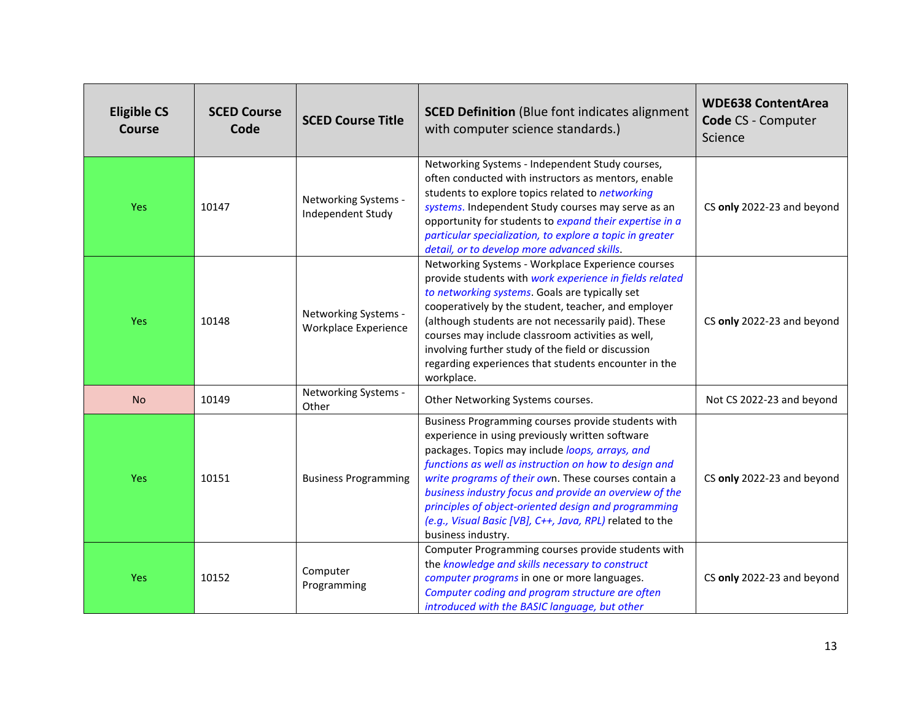| Eligible CS Course | SCED Course Code | SCED Course Title | **SCED Definition** (Blue font indicates alignment with computer science standards.) | **WDE638 ContentArea Code** CS - Computer Science |
|---|---|---|---|---|
| Yes | 10147 | Networking Systems - Independent Study | Networking Systems - Independent Study courses, often conducted with instructors as mentors, enable students to explore topics related to *networking systems*. Independent Study courses may serve as an opportunity for students to *expand their expertise in a particular specialization, to explore a topic in greater detail, or to develop more advanced skills*. | CS **only** 2022-23 and beyond |
| Yes | 10148 | Networking Systems - Workplace Experience | Networking Systems - Workplace Experience courses provide students with *work experience in fields related to networking systems*. Goals are typically set cooperatively by the student, teacher, and employer (although students are not necessarily paid). These courses may include classroom activities as well, involving further study of the field or discussion regarding experiences that students encounter in the workplace. | CS **only** 2022-23 and beyond |
| No | 10149 | Networking Systems - Other | Other Networking Systems courses. | Not CS 2022-23 and beyond |
| Yes | 10151 | Business Programming | Business Programming courses provide students with experience in using previously written software packages. Topics may include *loops, arrays, and functions as well as instruction on how to design and write programs of their ow*n. These courses contain a *business industry focus and provide an overview of the principles of object-oriented design and programming (e.g., Visual Basic [VB], C++, Java, RPL)* related to the business industry. | CS **only** 2022-23 and beyond |
| Yes | 10152 | Computer Programming | Computer Programming courses provide students with the *knowledge and skills necessary to construct computer programs* in one or more languages. *Computer coding and program structure are often introduced with the BASIC language, but other* | CS **only** 2022-23 and beyond |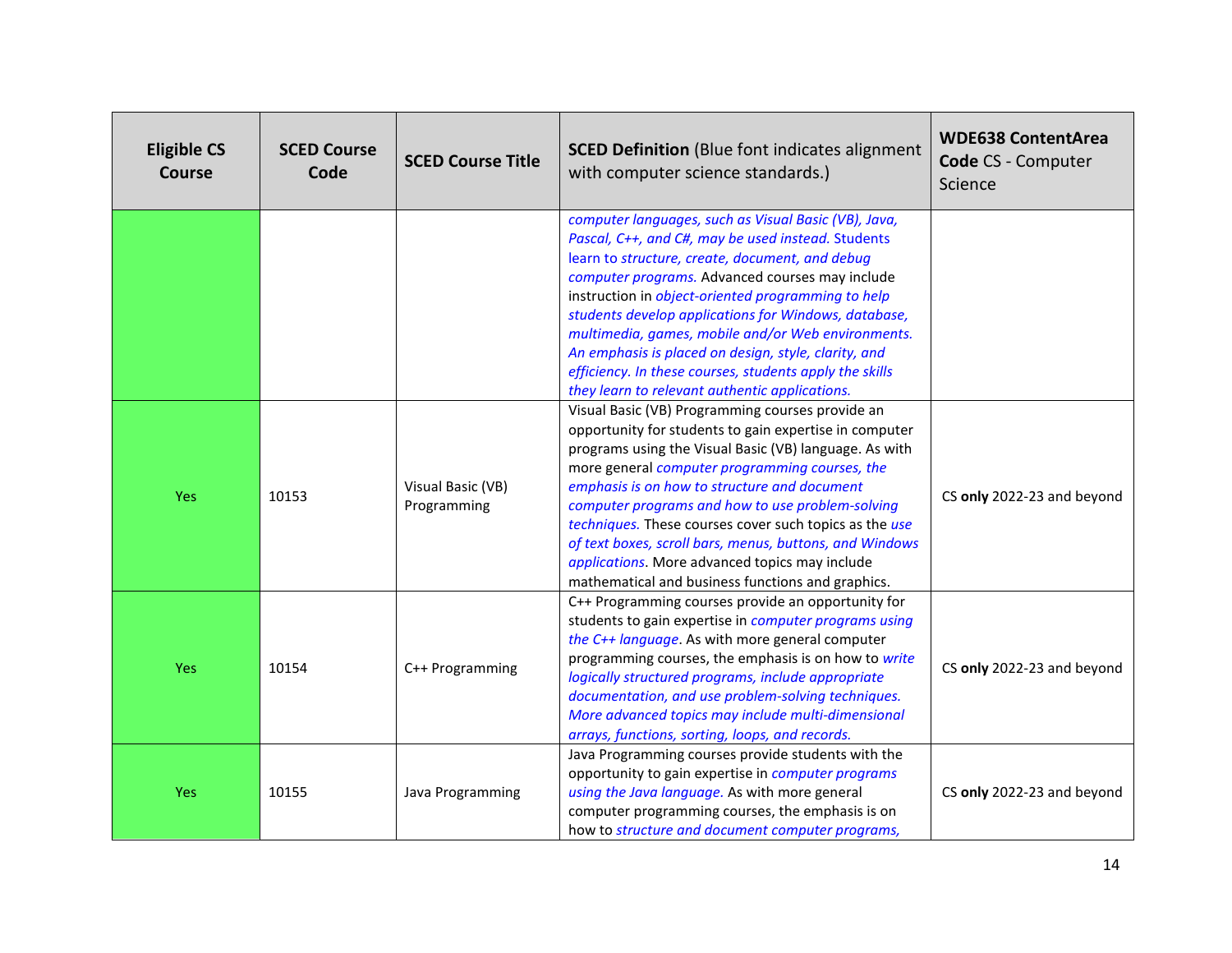| Eligible CS Course | SCED Course Code | SCED Course Title | **SCED Definition** (Blue font indicates alignment with computer science standards.) | **WDE638 ContentArea Code** CS - Computer Science |
|---|---|---|---|---|
| | | | *computer languages, such as Visual Basic (VB), Java, Pascal, C++, and C#, may be used instead.* Students learn to *structure, create, document, and debug computer programs.* Advanced courses may include instruction in *object-oriented programming to help students develop applications for Windows, database, multimedia, games, mobile and/or Web environments. An emphasis is placed on design, style, clarity, and efficiency. In these courses, students apply the skills they learn to relevant authentic applications.* | |
| Yes | 10153 | Visual Basic (VB) Programming | Visual Basic (VB) Programming courses provide an opportunity for students to gain expertise in computer programs using the Visual Basic (VB) language. As with more general *computer programming courses, the emphasis is on how to structure and document computer programs and how to use problem-solving techniques.* These courses cover such topics as the *use of text boxes, scroll bars, menus, buttons, and Windows applications*. More advanced topics may include mathematical and business functions and graphics. | CS **only** 2022-23 and beyond |
| Yes | 10154 | C++ Programming | C++ Programming courses provide an opportunity for students to gain expertise in *computer programs using the C++ language*. As with more general computer programming courses, the emphasis is on how to *write logically structured programs, include appropriate documentation, and use problem-solving techniques. More advanced topics may include multi-dimensional arrays, functions, sorting, loops, and records.* | CS **only** 2022-23 and beyond |
| Yes | 10155 | Java Programming | Java Programming courses provide students with the opportunity to gain expertise in *computer programs using the Java language.* As with more general computer programming courses, the emphasis is on how to *structure and document computer programs,* | CS **only** 2022-23 and beyond |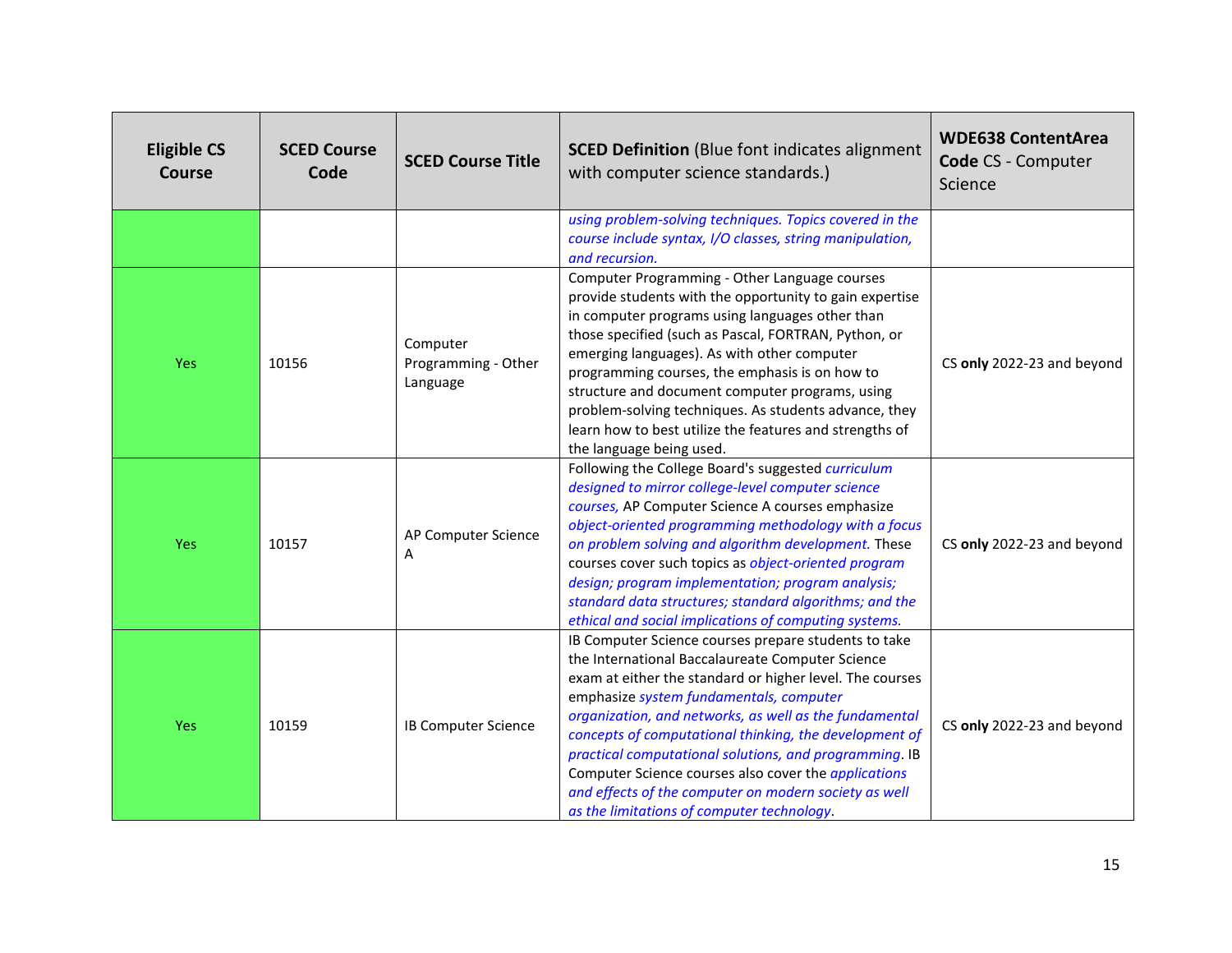| Eligible CS Course | SCED Course Code | SCED Course Title | **SCED Definition** (Blue font indicates alignment with computer science standards.) | **WDE638 ContentArea Code** CS - Computer Science |
|---|---|---|---|---|
| | | | *using problem-solving techniques. Topics covered in the course include syntax, I/O classes, string manipulation, and recursion.* | |
| Yes | 10156 | Computer Programming - Other Language | Computer Programming - Other Language courses provide students with the opportunity to gain expertise in computer programs using languages other than those specified (such as Pascal, FORTRAN, Python, or emerging languages). As with other computer programming courses, the emphasis is on how to structure and document computer programs, using problem-solving techniques. As students advance, they learn how to best utilize the features and strengths of the language being used. | CS **only** 2022-23 and beyond |
| Yes | 10157 | AP Computer Science A | Following the College Board's suggested *curriculum designed to mirror college-level computer science courses,* AP Computer Science A courses emphasize *object-oriented programming methodology with a focus on problem solving and algorithm development.* These courses cover such topics as *object-oriented program design; program implementation; program analysis; standard data structures; standard algorithms; and the ethical and social implications of computing systems.* | CS **only** 2022-23 and beyond |
| Yes | 10159 | IB Computer Science | IB Computer Science courses prepare students to take the International Baccalaureate Computer Science exam at either the standard or higher level. The courses emphasize *system fundamentals, computer organization, and networks, as well as the fundamental concepts of computational thinking, the development of practical computational solutions, and programming*. IB Computer Science courses also cover the *applications and effects of the computer on modern society as well as the limitations of computer technology*. | CS **only** 2022-23 and beyond |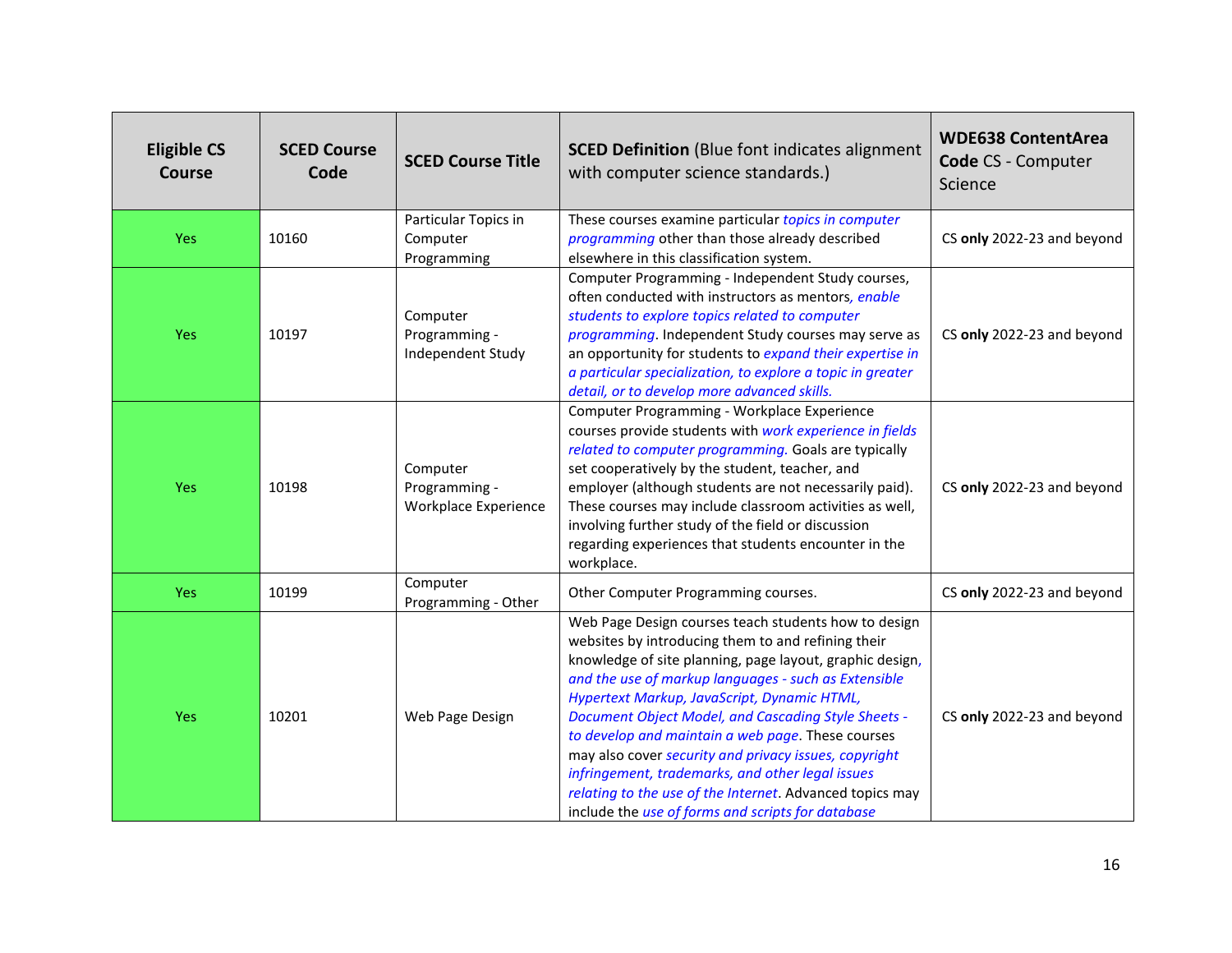| Eligible CS Course | SCED Course Code | SCED Course Title | **SCED Definition** (Blue font indicates alignment with computer science standards.) | **WDE638 ContentArea Code** CS - Computer Science |
|---|---|---|---|---|
| Yes | 10160 | Particular Topics in Computer Programming | These courses examine particular *topics in computer programming* other than those already described elsewhere in this classification system. | CS **only** 2022-23 and beyond |
| Yes | 10197 | Computer Programming - Independent Study | Computer Programming - Independent Study courses, often conducted with instructors as mentors*, enable students to explore topics related to computer programming*. Independent Study courses may serve as an opportunity for students to *expand their expertise in a particular specialization, to explore a topic in greater detail, or to develop more advanced skills.* | CS **only** 2022-23 and beyond |
| Yes | 10198 | Computer Programming - Workplace Experience | Computer Programming - Workplace Experience courses provide students with *work experience in fields related to computer programming.* Goals are typically set cooperatively by the student, teacher, and employer (although students are not necessarily paid). These courses may include classroom activities as well, involving further study of the field or discussion regarding experiences that students encounter in the workplace. | CS **only** 2022-23 and beyond |
| Yes | 10199 | Computer Programming - Other | Other Computer Programming courses. | CS **only** 2022-23 and beyond |
| Yes | 10201 | Web Page Design | Web Page Design courses teach students how to design websites by introducing them to and refining their knowledge of site planning, page layout, graphic design*, and the use of markup languages - such as Extensible Hypertext Markup, JavaScript, Dynamic HTML, Document Object Model, and Cascading Style Sheets - to develop and maintain a web page*. These courses may also cover *security and privacy issues, copyright infringement, trademarks, and other legal issues relating to the use of the Internet*. Advanced topics may include the *use of forms and scripts for database* | CS **only** 2022-23 and beyond |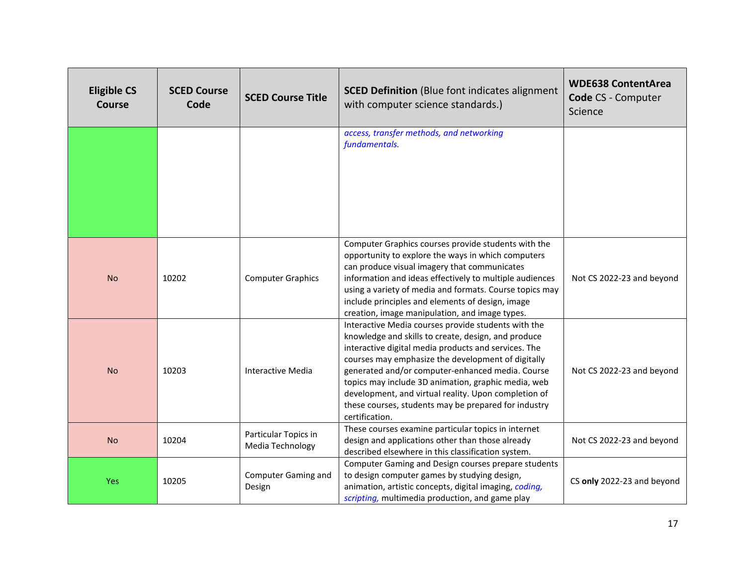| Eligible CS Course | SCED Course Code | SCED Course Title | **SCED Definition** (Blue font indicates alignment with computer science standards.) | **WDE638 ContentArea Code** CS - Computer Science |
|---|---|---|---|---|
| | | | *access, transfer methods, and networking fundamentals.* | |
| No | 10202 | Computer Graphics | Computer Graphics courses provide students with the opportunity to explore the ways in which computers can produce visual imagery that communicates information and ideas effectively to multiple audiences using a variety of media and formats. Course topics may include principles and elements of design, image creation, image manipulation, and image types. | Not CS 2022-23 and beyond |
| No | 10203 | Interactive Media | Interactive Media courses provide students with the knowledge and skills to create, design, and produce interactive digital media products and services. The courses may emphasize the development of digitally generated and/or computer-enhanced media. Course topics may include 3D animation, graphic media, web development, and virtual reality. Upon completion of these courses, students may be prepared for industry certification. | Not CS 2022-23 and beyond |
| No | 10204 | Particular Topics in Media Technology | These courses examine particular topics in internet design and applications other than those already described elsewhere in this classification system. | Not CS 2022-23 and beyond |
| Yes | 10205 | Computer Gaming and Design | Computer Gaming and Design courses prepare students to design computer games by studying design, animation, artistic concepts, digital imaging, *coding, scripting,* multimedia production, and game play | CS **only** 2022-23 and beyond |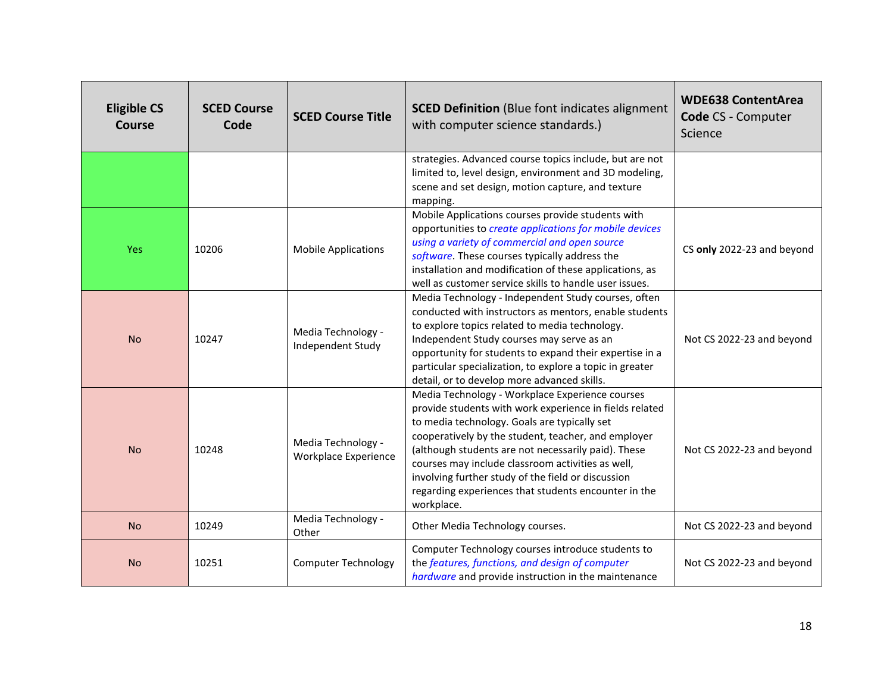| Eligible CS Course | SCED Course Code | SCED Course Title | **SCED Definition** (Blue font indicates alignment with computer science standards.) | **WDE638 ContentArea Code** CS - Computer Science |
|---|---|---|---|---|
| | | | strategies. Advanced course topics include, but are not limited to, level design, environment and 3D modeling, scene and set design, motion capture, and texture mapping. | |
| Yes | 10206 | Mobile Applications | Mobile Applications courses provide students with opportunities to *create applications for mobile devices using a variety of commercial and open source software*. These courses typically address the installation and modification of these applications, as well as customer service skills to handle user issues. | CS **only** 2022-23 and beyond |
| No | 10247 | Media Technology - Independent Study | Media Technology - Independent Study courses, often conducted with instructors as mentors, enable students to explore topics related to media technology. Independent Study courses may serve as an opportunity for students to expand their expertise in a particular specialization, to explore a topic in greater detail, or to develop more advanced skills. | Not CS 2022-23 and beyond |
| No | 10248 | Media Technology - Workplace Experience | Media Technology - Workplace Experience courses provide students with work experience in fields related to media technology. Goals are typically set cooperatively by the student, teacher, and employer (although students are not necessarily paid). These courses may include classroom activities as well, involving further study of the field or discussion regarding experiences that students encounter in the workplace. | Not CS 2022-23 and beyond |
| No | 10249 | Media Technology - Other | Other Media Technology courses. | Not CS 2022-23 and beyond |
| No | 10251 | Computer Technology | Computer Technology courses introduce students to the *features, functions, and design of computer hardware* and provide instruction in the maintenance | Not CS 2022-23 and beyond |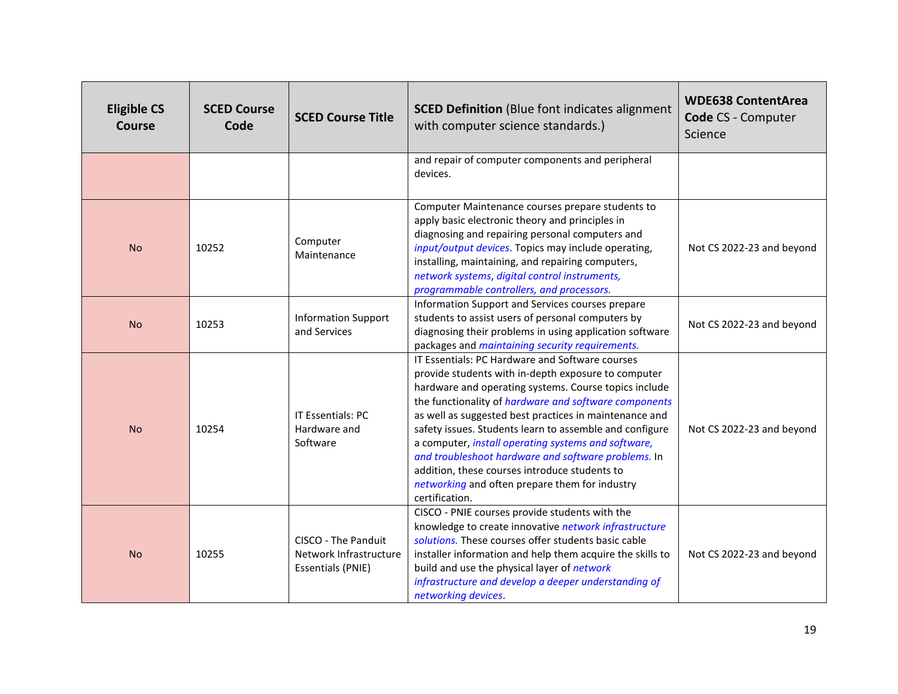| Eligible CS Course | SCED Course Code | SCED Course Title | SCED Definition (Blue font indicates alignment with computer science standards.) | WDE638 ContentArea Code CS - Computer Science |
|---|---|---|---|---|
| | | | and repair of computer components and peripheral devices. | |
| No | 10252 | Computer Maintenance | Computer Maintenance courses prepare students to apply basic electronic theory and principles in diagnosing and repairing personal computers and *input/output devices*. Topics may include operating, installing, maintaining, and repairing computers, *network systems*, *digital control instruments, programmable controllers, and processors.* | Not CS 2022-23 and beyond |
| No | 10253 | Information Support and Services | Information Support and Services courses prepare students to assist users of personal computers by diagnosing their problems in using application software packages and *maintaining security requirements.* | Not CS 2022-23 and beyond |
| No | 10254 | IT Essentials: PC Hardware and Software | IT Essentials: PC Hardware and Software courses provide students with in-depth exposure to computer hardware and operating systems. Course topics include the functionality of *hardware and software components* as well as suggested best practices in maintenance and safety issues. Students learn to assemble and configure a computer, *install operating systems and software, and troubleshoot hardware and software problems.* In addition, these courses introduce students to *networking* and often prepare them for industry certification. | Not CS 2022-23 and beyond |
| No | 10255 | CISCO - The Panduit Network Infrastructure Essentials (PNIE) | CISCO - PNIE courses provide students with the knowledge to create innovative *network infrastructure solutions.* These courses offer students basic cable installer information and help them acquire the skills to build and use the physical layer of *network infrastructure and develop a deeper understanding of networking devices*. | Not CS 2022-23 and beyond |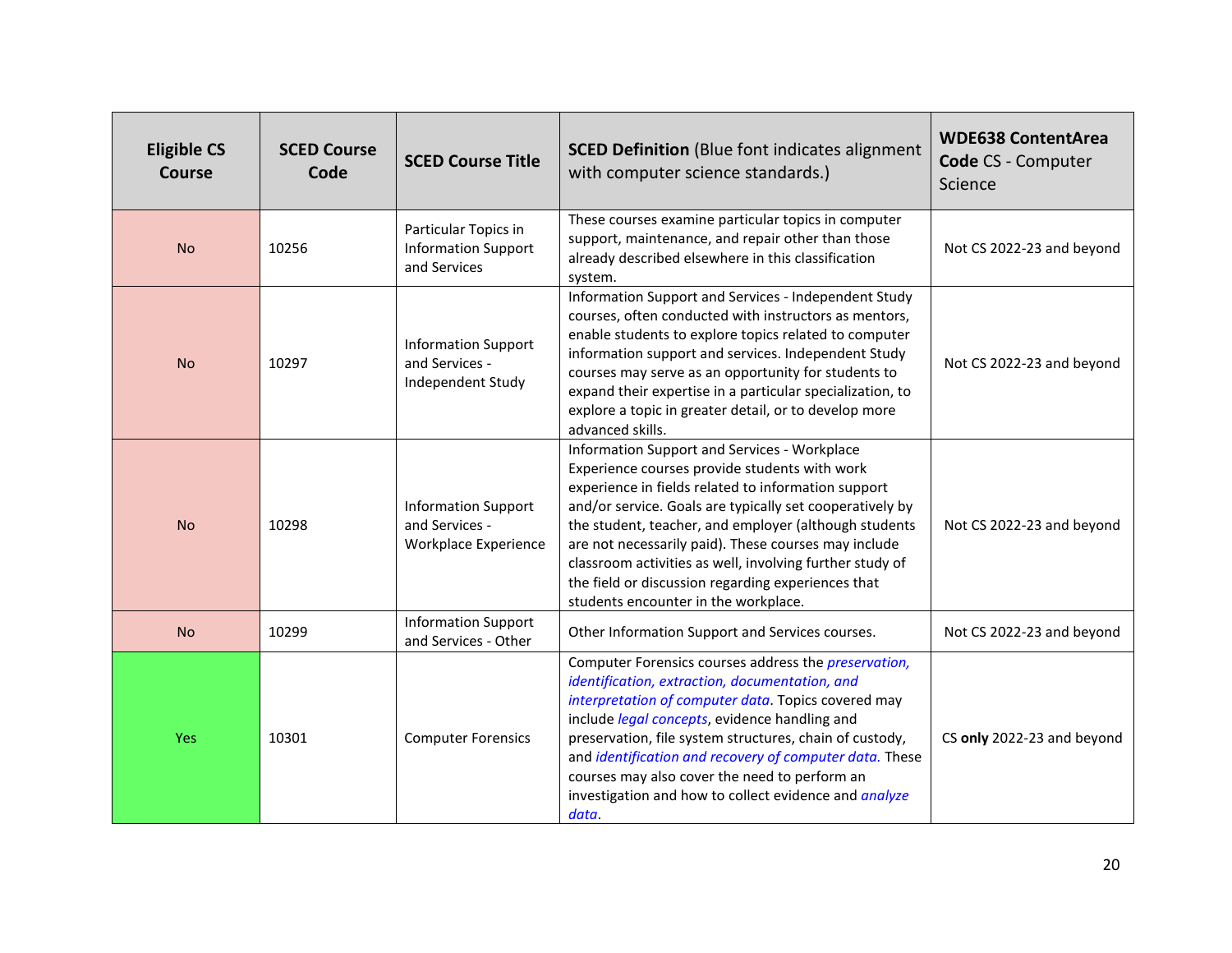| Eligible CS Course | SCED Course Code | SCED Course Title | **SCED Definition** (Blue font indicates alignment with computer science standards.) | **WDE638 ContentArea Code** CS - Computer Science |
|---|---|---|---|---|
| No | 10256 | Particular Topics in Information Support and Services | These courses examine particular topics in computer support, maintenance, and repair other than those already described elsewhere in this classification system. | Not CS 2022-23 and beyond |
| No | 10297 | Information Support and Services - Independent Study | Information Support and Services - Independent Study courses, often conducted with instructors as mentors, enable students to explore topics related to computer information support and services. Independent Study courses may serve as an opportunity for students to expand their expertise in a particular specialization, to explore a topic in greater detail, or to develop more advanced skills. | Not CS 2022-23 and beyond |
| No | 10298 | Information Support and Services - Workplace Experience | Information Support and Services - Workplace Experience courses provide students with work experience in fields related to information support and/or service. Goals are typically set cooperatively by the student, teacher, and employer (although students are not necessarily paid). These courses may include classroom activities as well, involving further study of the field or discussion regarding experiences that students encounter in the workplace. | Not CS 2022-23 and beyond |
| No | 10299 | Information Support and Services - Other | Other Information Support and Services courses. | Not CS 2022-23 and beyond |
| Yes | 10301 | Computer Forensics | Computer Forensics courses address the *preservation, identification, extraction, documentation, and interpretation of computer data*. Topics covered may include *legal concepts*, evidence handling and preservation, file system structures, chain of custody, and *identification and recovery of computer data.* These courses may also cover the need to perform an investigation and how to collect evidence and *analyze data*. | CS **only** 2022-23 and beyond |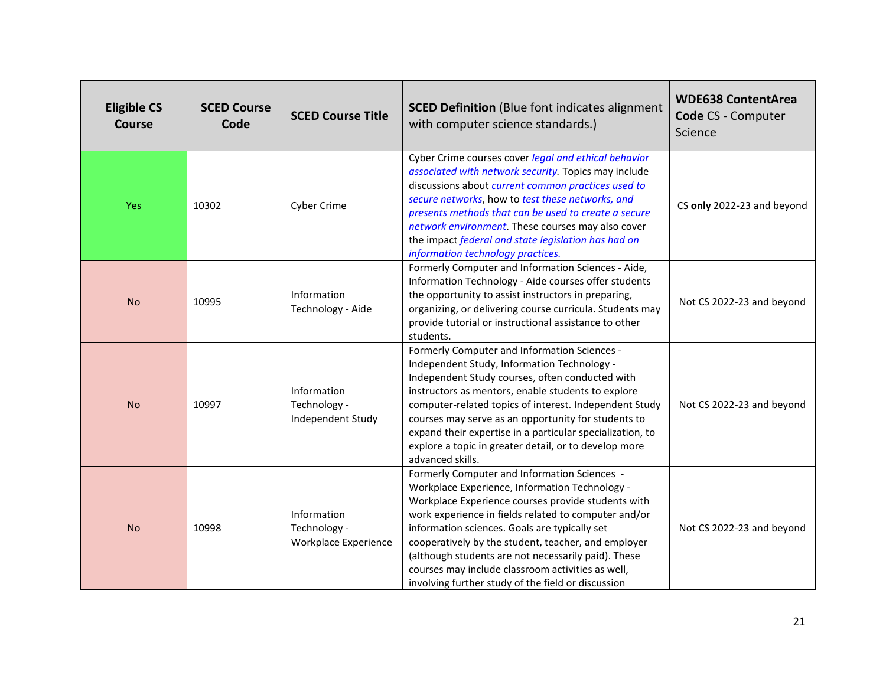| Eligible CS Course | SCED Course Code | SCED Course Title | **SCED Definition** (Blue font indicates alignment with computer science standards.) | **WDE638 ContentArea Code** CS - Computer Science |
|---|---|---|---|---|
| Yes | 10302 | Cyber Crime | Cyber Crime courses cover *legal and ethical behavior associated with network security.* Topics may include discussions about *current common practices used to secure networks*, how to *test these networks, and presents methods that can be used to create a secure network environment*. These courses may also cover the impact *federal and state legislation has had on information technology practices.* | CS **only** 2022-23 and beyond |
| No | 10995 | Information Technology - Aide | Formerly Computer and Information Sciences - Aide, Information Technology - Aide courses offer students the opportunity to assist instructors in preparing, organizing, or delivering course curricula. Students may provide tutorial or instructional assistance to other students. | Not CS 2022-23 and beyond |
| No | 10997 | Information Technology - Independent Study | Formerly Computer and Information Sciences - Independent Study, Information Technology - Independent Study courses, often conducted with instructors as mentors, enable students to explore computer-related topics of interest. Independent Study courses may serve as an opportunity for students to expand their expertise in a particular specialization, to explore a topic in greater detail, or to develop more advanced skills. | Not CS 2022-23 and beyond |
| No | 10998 | Information Technology - Workplace Experience | Formerly Computer and Information Sciences - Workplace Experience, Information Technology - Workplace Experience courses provide students with work experience in fields related to computer and/or information sciences. Goals are typically set cooperatively by the student, teacher, and employer (although students are not necessarily paid). These courses may include classroom activities as well, involving further study of the field or discussion | Not CS 2022-23 and beyond |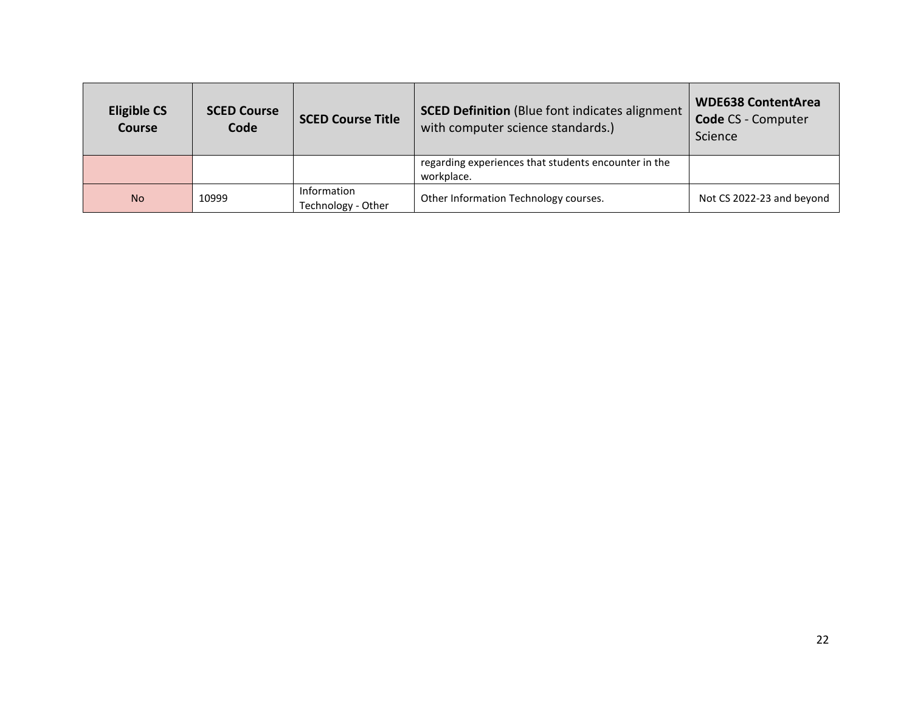| Eligible CS Course | SCED Course Code | SCED Course Title | **SCED Definition** (Blue font indicates alignment with computer science standards.) | **WDE638 ContentArea Code** CS - Computer Science |
|---|---|---|---|---|
| | | | regarding experiences that students encounter in the workplace. | |
| No | 10999 | Information Technology - Other | Other Information Technology courses. | Not CS 2022-23 and beyond |